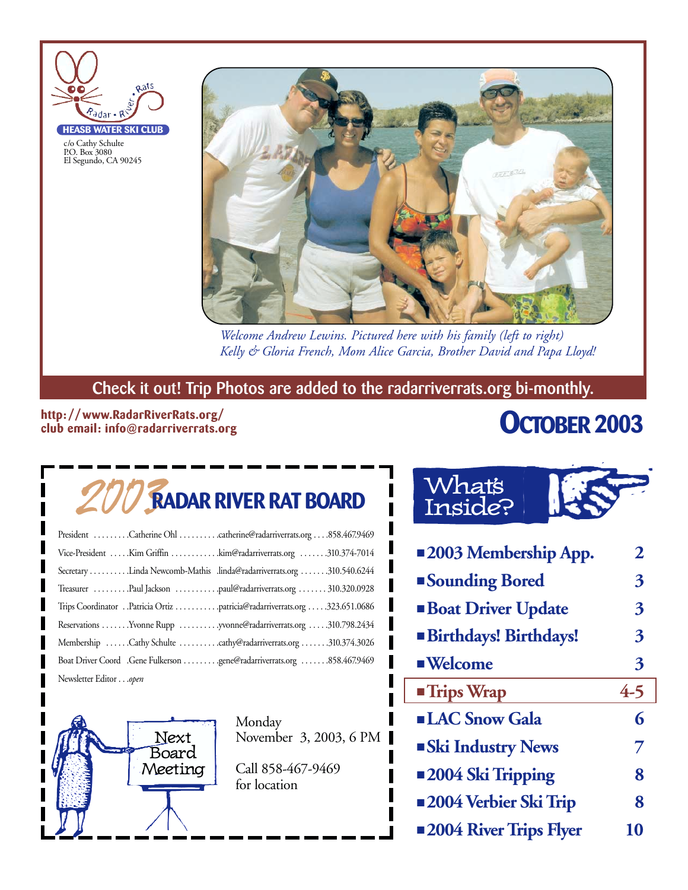Radar • River • Rats

**HEASB WATER SKI CLUB**

c/o Cathy Schulte
P.O. Box 3080
El Segundo, CA 90245

*Welcome Andrew Lewins. Pictured here with his family (left to right) Kelly & Gloria French, Mom Alice Garcia, Brother David and Papa Lloyd!*

**Check it out! Trip Photos are added to the radarriverrats.org bi-monthly.**

**http://www.RadarRiverRats.org/**
**club email: info@radarriverrats.org**

# OCTOBER 2003

## 2003 RADAR RIVER RAT BOARD

| Position | Name | Email | Phone |
|---|---|---|---|
| President | Catherine Ohl | catherine@radarriverrats.org | 858.467.9469 |
| Vice-President | Kim Griffin | kim@radarriverrats.org | 310.374-7014 |
| Secretary | Linda Newcomb-Mathis | linda@radarriverrats.org | 310.540.6244 |
| Treasurer | Paul Jackson | paul@radarriverrats.org | 310.320.0928 |
| Trips Coordinator | Patricia Ortiz | patricia@radarriverrats.org | 323.651.0686 |
| Reservations | Yvonne Rupp | yvonne@radarriverrats.org | 310.798.2434 |
| Membership | Cathy Schulte | cathy@radarriverrats.org | 310.374.3026 |
| Boat Driver Coord | Gene Fulkerson | gene@radarriverrats.org | 858.467.9469 |
| Newsletter Editor | *open* | | |

**Next Board Meeting**

Monday
November 3, 2003, 6 PM

Call 858-467-9469
for location

## What's Inside?

| | |
|---|---|
| ■ **2003 Membership App.** | **2** |
| ■ **Sounding Bored** | **3** |
| ■ **Boat Driver Update** | **3** |
| ■ **Birthdays! Birthdays!** | **3** |
| ■ **Welcome** | **3** |
| ■ **Trips Wrap** | **4-5** |
| ■ **LAC Snow Gala** | **6** |
| ■ **Ski Industry News** | **7** |
| ■ **2004 Ski Tripping** | **8** |
| ■ **2004 Verbier Ski Trip** | **8** |
| ■ **2004 River Trips Flyer** | **10** |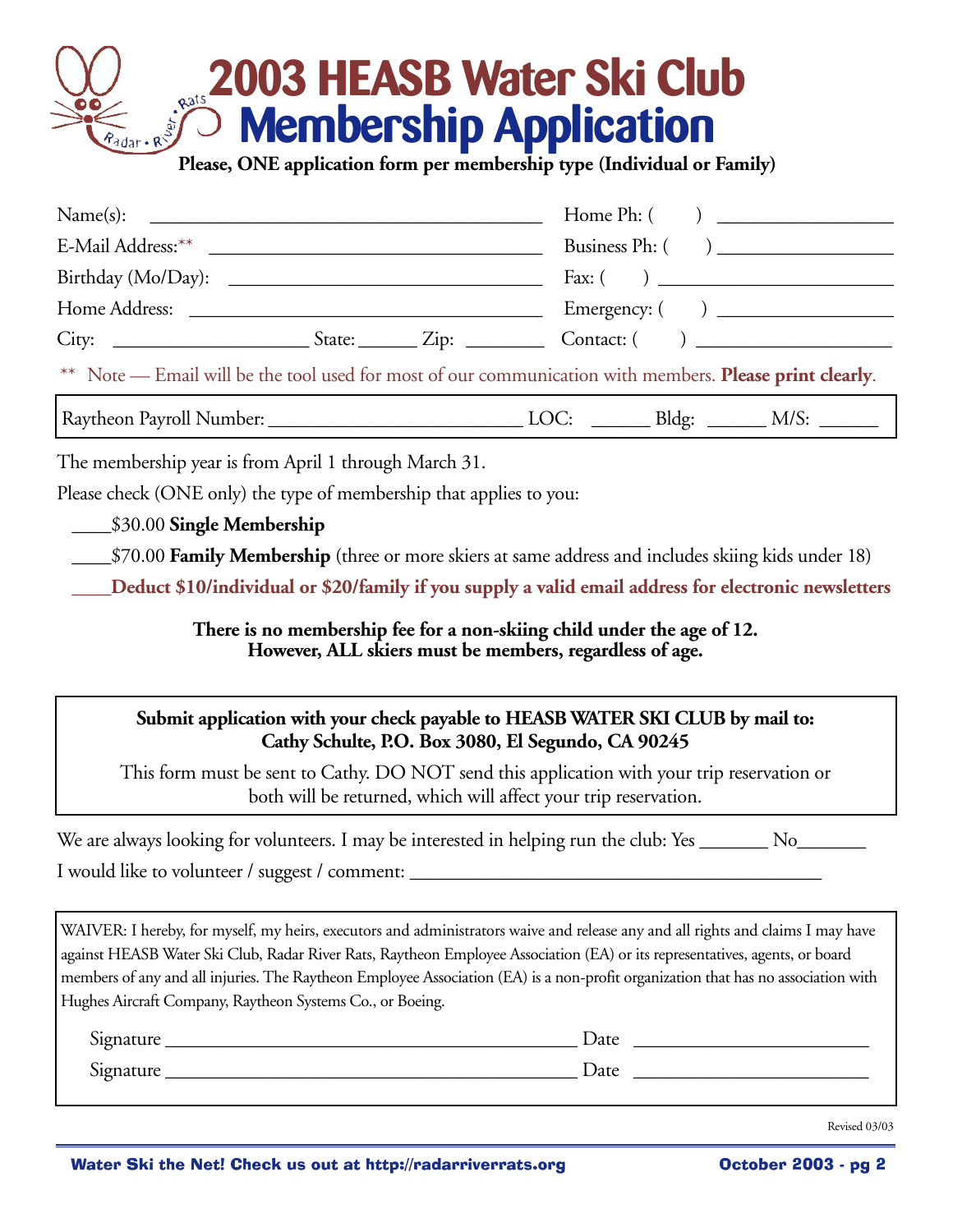# 2003 HEASB Water Ski Club Membership Application

**Please, ONE application form per membership type (Individual or Family)**

Name(s): ________________________________________ Home Ph: (     ) ________________

E-Mail Address:** ________________________________ Business Ph: (     ) ________________

Birthday (Mo/Day): ______________________________ Fax: (     ) ______________________

Home Address: __________________________________ Emergency: (     ) ________________

City: ____________________ State: ______ Zip: ________ Contact: (     ) ___________________

** Note — Email will be the tool used for most of our communication with members. **Please print clearly**.

Raytheon Payroll Number: _________________________ LOC: ______ Bldg: ______ M/S: ______

The membership year is from April 1 through March 31.

Please check (ONE only) the type of membership that applies to you:

____$30.00 **Single Membership**

____$70.00 **Family Membership** (three or more skiers at same address and includes skiing kids under 18)

____**Deduct $10/individual or $20/family if you supply a valid email address for electronic newsletters**

**There is no membership fee for a non-skiing child under the age of 12.**
**However, ALL skiers must be members, regardless of age.**

**Submit application with your check payable to HEASB WATER SKI CLUB by mail to:**
**Cathy Schulte, P.O. Box 3080, El Segundo, CA 90245**

This form must be sent to Cathy. DO NOT send this application with your trip reservation or both will be returned, which will affect your trip reservation.

We are always looking for volunteers. I may be interested in helping run the club: Yes _______ No_______

I would like to volunteer / suggest / comment: ________________________________________

WAIVER: I hereby, for myself, my heirs, executors and administrators waive and release any and all rights and claims I may have against HEASB Water Ski Club, Radar River Rats, Raytheon Employee Association (EA) or its representatives, agents, or board members of any and all injuries. The Raytheon Employee Association (EA) is a non-profit organization that has no association with Hughes Aircraft Company, Raytheon Systems Co., or Boeing.

Signature ________________________________________ Date ________________________

Signature ________________________________________ Date ________________________

Revised 03/03

**Water Ski the Net! Check us out at http://radarriverrats.org**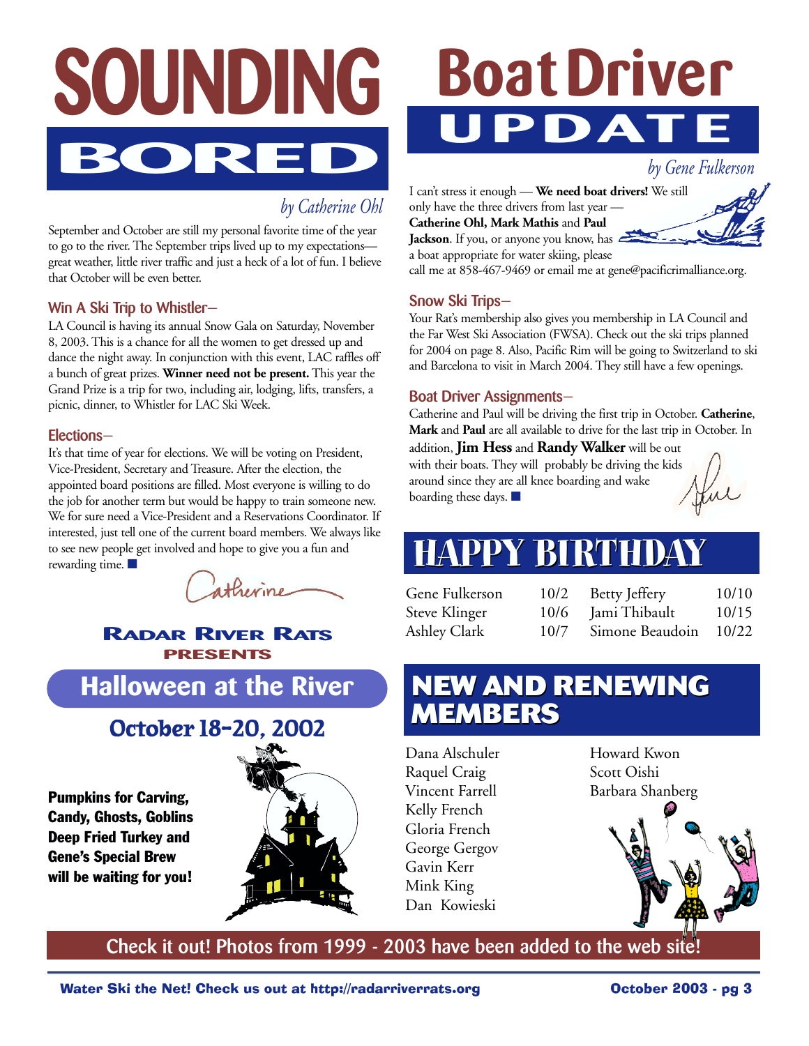# SOUNDING BORED

*by Catherine Ohl*

September and October are still my personal favorite time of the year to go to the river. The September trips lived up to my expectations—great weather, little river traffic and just a heck of a lot of fun. I believe that October will be even better.

### Win A Ski Trip to Whistler–

LA Council is having its annual Snow Gala on Saturday, November 8, 2003. This is a chance for all the women to get dressed up and dance the night away. In conjunction with this event, LAC raffles off a bunch of great prizes. **Winner need not be present.** This year the Grand Prize is a trip for two, including air, lodging, lifts, transfers, a picnic, dinner, to Whistler for LAC Ski Week.

### Elections–

It's that time of year for elections. We will be voting on President, Vice-President, Secretary and Treasure. After the election, the appointed board positions are filled. Most everyone is willing to do the job for another term but would be happy to train someone new. We for sure need a Vice-President and a Reservations Coordinator. If interested, just tell one of the current board members. We always like to see new people get involved and hope to give you a fun and rewarding time. ■

Catherine

**RADAR RIVER RATS PRESENTS**

## Halloween at the River

### October 18-20, 2002

**Pumpkins for Carving, Candy, Ghosts, Goblins Deep Fried Turkey and Gene's Special Brew will be waiting for you!**

# Boat Driver UPDATE

*by Gene Fulkerson*

I can't stress it enough — **We need boat drivers!** We still only have the three drivers from last year — **Catherine Ohl, Mark Mathis** and **Paul Jackson**. If you, or anyone you know, has a boat appropriate for water skiing, please call me at 858-467-9469 or email me at gene@pacificrimalliance.org.

### Snow Ski Trips–

Your Rat's membership also gives you membership in LA Council and the Far West Ski Association (FWSA). Check out the ski trips planned for 2004 on page 8. Also, Pacific Rim will be going to Switzerland to ski and Barcelona to visit in March 2004. They still have a few openings.

### Boat Driver Assignments–

Catherine and Paul will be driving the first trip in October. **Catherine**, **Mark** and **Paul** are all available to drive for the last trip in October. In addition, **Jim Hess** and **Randy Walker** will be out with their boats. They will probably be driving the kids around since they are all knee boarding and wake boarding these days. ■

Gene

## HAPPY BIRTHDAY

| | | | |
|---|---|---|---|
| Gene Fulkerson | 10/2 | Betty Jeffery | 10/10 |
| Steve Klinger | 10/6 | Jami Thibault | 10/15 |
| Ashley Clark | 10/7 | Simone Beaudoin | 10/22 |

## NEW AND RENEWING MEMBERS

Dana Alschuler
Raquel Craig
Vincent Farrell
Kelly French
Gloria French
George Gergov
Gavin Kerr
Mink King
Dan Kowieski
Howard Kwon
Scott Oishi
Barbara Shanberg

**Check it out! Photos from 1999 - 2003 have been added to the web site!**

**Water Ski the Net! Check us out at http://radarriverrats.org**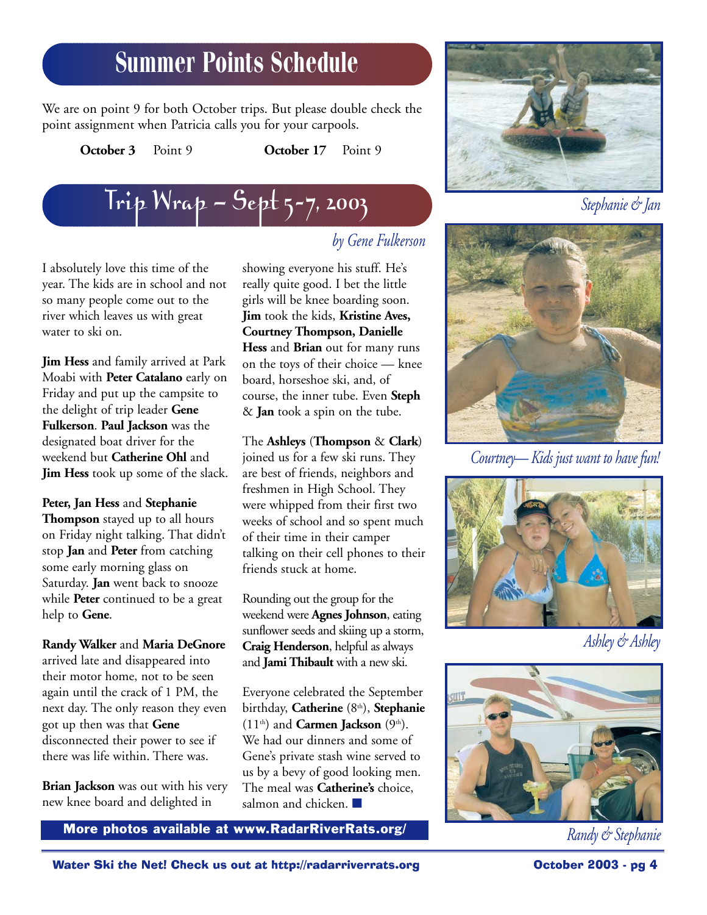# Summer Points Schedule

We are on point 9 for both October trips. But please double check the point assignment when Patricia calls you for your carpools.

**October 3** Point 9 **October 17** Point 9

# Trip Wrap – Sept 5-7, 2003

*by Gene Fulkerson*

I absolutely love this time of the year. The kids are in school and not so many people come out to the river which leaves us with great water to ski on.

**Jim Hess** and family arrived at Park Moabi with **Peter Catalano** early on Friday and put up the campsite to the delight of trip leader **Gene Fulkerson**. **Paul Jackson** was the designated boat driver for the weekend but **Catherine Ohl** and **Jim Hess** took up some of the slack.

**Peter, Jan Hess** and **Stephanie Thompson** stayed up to all hours on Friday night talking. That didn't stop **Jan** and **Peter** from catching some early morning glass on Saturday. **Jan** went back to snooze while **Peter** continued to be a great help to **Gene**.

**Randy Walker** and **Maria DeGnore** arrived late and disappeared into their motor home, not to be seen again until the crack of 1 PM, the next day. The only reason they even got up then was that **Gene** disconnected their power to see if there was life within. There was.

**Brian Jackson** was out with his very new knee board and delighted in showing everyone his stuff. He's really quite good. I bet the little girls will be knee boarding soon. **Jim** took the kids, **Kristine Aves, Courtney Thompson, Danielle Hess** and **Brian** out for many runs on the toys of their choice — knee board, horseshoe ski, and, of course, the inner tube. Even **Steph** & **Jan** took a spin on the tube.

The **Ashleys** (**Thompson** & **Clark**) joined us for a few ski runs. They are best of friends, neighbors and freshmen in High School. They were whipped from their first two weeks of school and so spent much of their time in their camper talking on their cell phones to their friends stuck at home.

Rounding out the group for the weekend were **Agnes Johnson**, eating sunflower seeds and skiing up a storm, **Craig Henderson**, helpful as always and **Jami Thibault** with a new ski.

Everyone celebrated the September birthday, **Catherine** (8th), **Stephanie** (11th) and **Carmen Jackson** (9th). We had our dinners and some of Gene's private stash wine served to us by a bevy of good looking men. The meal was **Catherine's** choice, salmon and chicken. ■

**More photos available at www.RadarRiverRats.org/**

*Stephanie & Jan*

*Courtney— Kids just want to have fun!*

*Ashley & Ashley*

*Randy & Stephanie*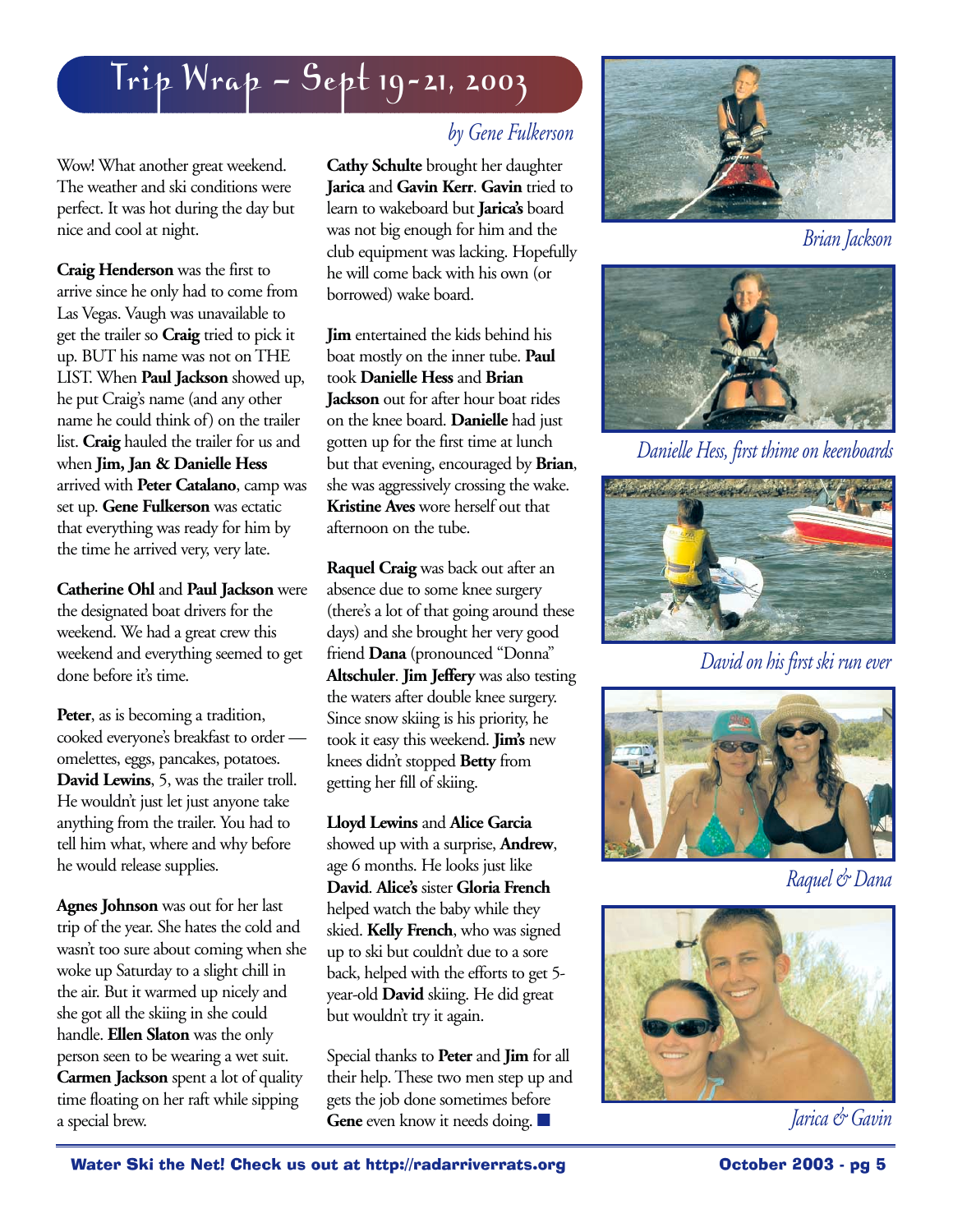# Trip Wrap – Sept 19-21, 2003

*by Gene Fulkerson*

Wow! What another great weekend. The weather and ski conditions were perfect. It was hot during the day but nice and cool at night.

**Craig Henderson** was the first to arrive since he only had to come from Las Vegas. Vaugh was unavailable to get the trailer so **Craig** tried to pick it up. BUT his name was not on THE LIST. When **Paul Jackson** showed up, he put Craig's name (and any other name he could think of) on the trailer list. **Craig** hauled the trailer for us and when **Jim, Jan & Danielle Hess** arrived with **Peter Catalano**, camp was set up. **Gene Fulkerson** was ecstatic that everything was ready for him by the time he arrived very, very late.

**Catherine Ohl** and **Paul Jackson** were the designated boat drivers for the weekend. We had a great crew this weekend and everything seemed to get done before it's time.

**Peter**, as is becoming a tradition, cooked everyone's breakfast to order — omelettes, eggs, pancakes, potatoes. **David Lewins**, 5, was the trailer troll. He wouldn't just let just anyone take anything from the trailer. You had to tell him what, where and why before he would release supplies.

**Agnes Johnson** was out for her last trip of the year. She hates the cold and wasn't too sure about coming when she woke up Saturday to a slight chill in the air. But it warmed up nicely and she got all the skiing in she could handle. **Ellen Slaton** was the only person seen to be wearing a wet suit. **Carmen Jackson** spent a lot of quality time floating on her raft while sipping a special brew.

**Cathy Schulte** brought her daughter **Jarica** and **Gavin Kerr**. **Gavin** tried to learn to wakeboard but **Jarica's** board was not big enough for him and the club equipment was lacking. Hopefully he will come back with his own (or borrowed) wake board.

**Jim** entertained the kids behind his boat mostly on the inner tube. **Paul** took **Danielle Hess** and **Brian Jackson** out for after hour boat rides on the knee board. **Danielle** had just gotten up for the first time at lunch but that evening, encouraged by **Brian**, she was aggressively crossing the wake. **Kristine Aves** wore herself out that afternoon on the tube.

**Raquel Craig** was back out after an absence due to some knee surgery (there's a lot of that going around these days) and she brought her very good friend **Dana** (pronounced "Donna" **Altschuler**. **Jim Jeffery** was also testing the waters after double knee surgery. Since snow skiing is his priority, he took it easy this weekend. **Jim's** new knees didn't stopped **Betty** from getting her fill of skiing.

**Lloyd Lewins** and **Alice Garcia** showed up with a surprise, **Andrew**, age 6 months. He looks just like **David**. **Alice's** sister **Gloria French** helped watch the baby while they skied. **Kelly French**, who was signed up to ski but couldn't due to a sore back, helped with the efforts to get 5-year-old **David** skiing. He did great but wouldn't try it again.

Special thanks to **Peter** and **Jim** for all their help. These two men step up and gets the job done sometimes before **Gene** even know it needs doing. ■

*Brian Jackson*

*Danielle Hess, first thime on keenboards*

*David on his first ski run ever*

*Raquel & Dana*

*Jarica & Gavin*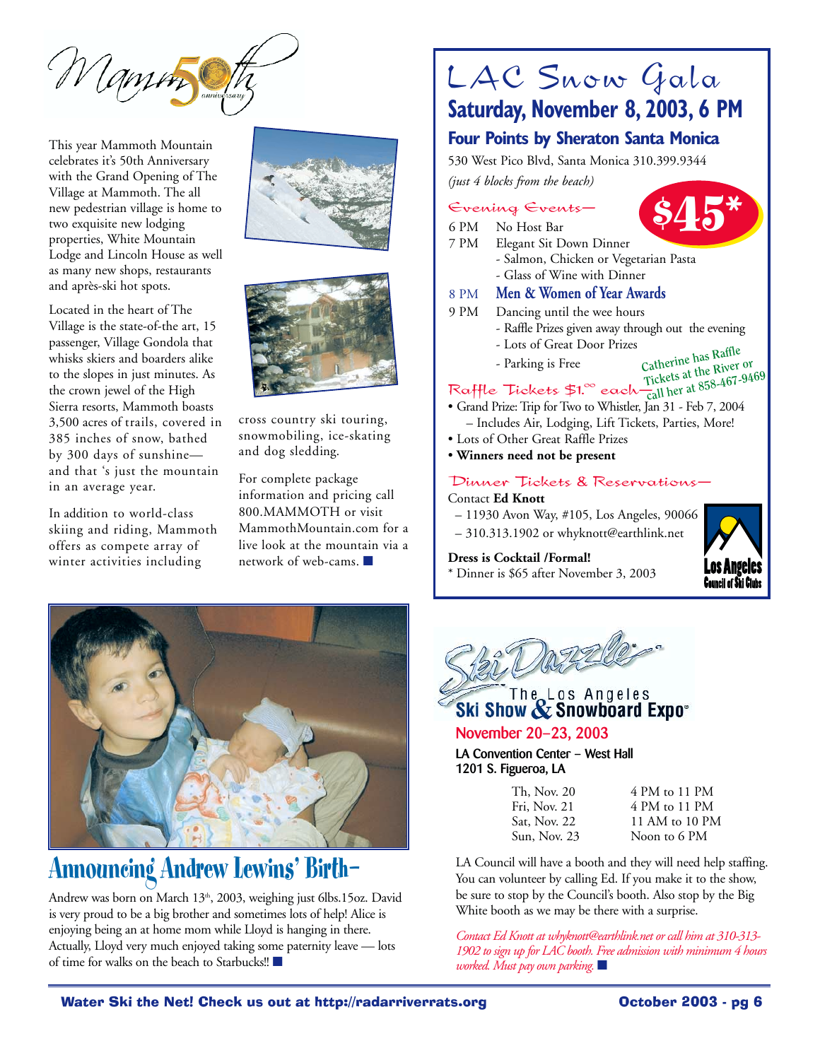# Mammoth 50th anniversary

This year Mammoth Mountain celebrates it's 50th Anniversary with the Grand Opening of The Village at Mammoth. The all new pedestrian village is home to two exquisite new lodging properties, White Mountain Lodge and Lincoln House as well as many new shops, restaurants and après-ski hot spots.

Located in the heart of The Village is the state-of-the art, 15 passenger, Village Gondola that whisks skiers and boarders alike to the slopes in just minutes. As the crown jewel of the High Sierra resorts, Mammoth boasts 3,500 acres of trails, covered in 385 inches of snow, bathed by 300 days of sunshine—and that 's just the mountain in an average year.

In addition to world-class skiing and riding, Mammoth offers as compete array of winter activities including cross country ski touring, snowmobiling, ice-skating and dog sledding.

For complete package information and pricing call 800.MAMMOTH or visit MammothMountain.com for a live look at the mountain via a network of web-cams. ■

# LAC Snow Gala

## Saturday, November 8, 2003, 6 PM

### Four Points by Sheraton Santa Monica

530 West Pico Blvd, Santa Monica 310.399.9344

*(just 4 blocks from the beach)*

**$45***

**Evening Events—**

- 6 PM No Host Bar
- 7 PM Elegant Sit Down Dinner
  - Salmon, Chicken or Vegetarian Pasta
  - Glass of Wine with Dinner
- 8 PM **Men & Women of Year Awards**
- 9 PM Dancing until the wee hours
  - Raffle Prizes given away through out the evening
  - Lots of Great Door Prizes
  - Parking is Free

Catherine has Raffle Tickets at the River or call her at 858-467-9469

**Raffle Tickets $1.00 each—**

- Grand Prize: Trip for Two to Whistler, Jan 31 - Feb 7, 2004
  – Includes Air, Lodging, Lift Tickets, Parties, More!
- Lots of Other Great Raffle Prizes
- **Winners need not be present**

**Dinner Tickets & Reservations—**

Contact **Ed Knott**

– 11930 Avon Way, #105, Los Angeles, 90066

– 310.313.1902 or whyknott@earthlink.net

**Dress is Cocktail /Formal!**

* Dinner is $65 after November 3, 2003

Los Angeles Council of Ski Clubs

# Announcing Andrew Lewins' Birth–

Andrew was born on March 13th, 2003, weighing just 6lbs.15oz. David is very proud to be a big brother and sometimes lots of help! Alice is enjoying being an at home mom while Lloyd is hanging in there. Actually, Lloyd very much enjoyed taking some paternity leave — lots of time for walks on the beach to Starbucks!! ■

# SkiDazzle — The Los Angeles Ski Show & Snowboard Expo

## November 20–23, 2003

**LA Convention Center – West Hall**
**1201 S. Figueroa, LA**

| | |
|---|---|
| Th, Nov. 20 | 4 PM to 11 PM |
| Fri, Nov. 21 | 4 PM to 11 PM |
| Sat, Nov. 22 | 11 AM to 10 PM |
| Sun, Nov. 23 | Noon to 6 PM |

LA Council will have a booth and they will need help staffing. You can volunteer by calling Ed. If you make it to the show, be sure to stop by the Council's booth. Also stop by the Big White booth as we may be there with a surprise.

*Contact Ed Knott at whyknott@earthlink.net or call him at 310-313-1902 to sign up for LAC booth. Free admission with minimum 4 hours worked. Must pay own parking.* ■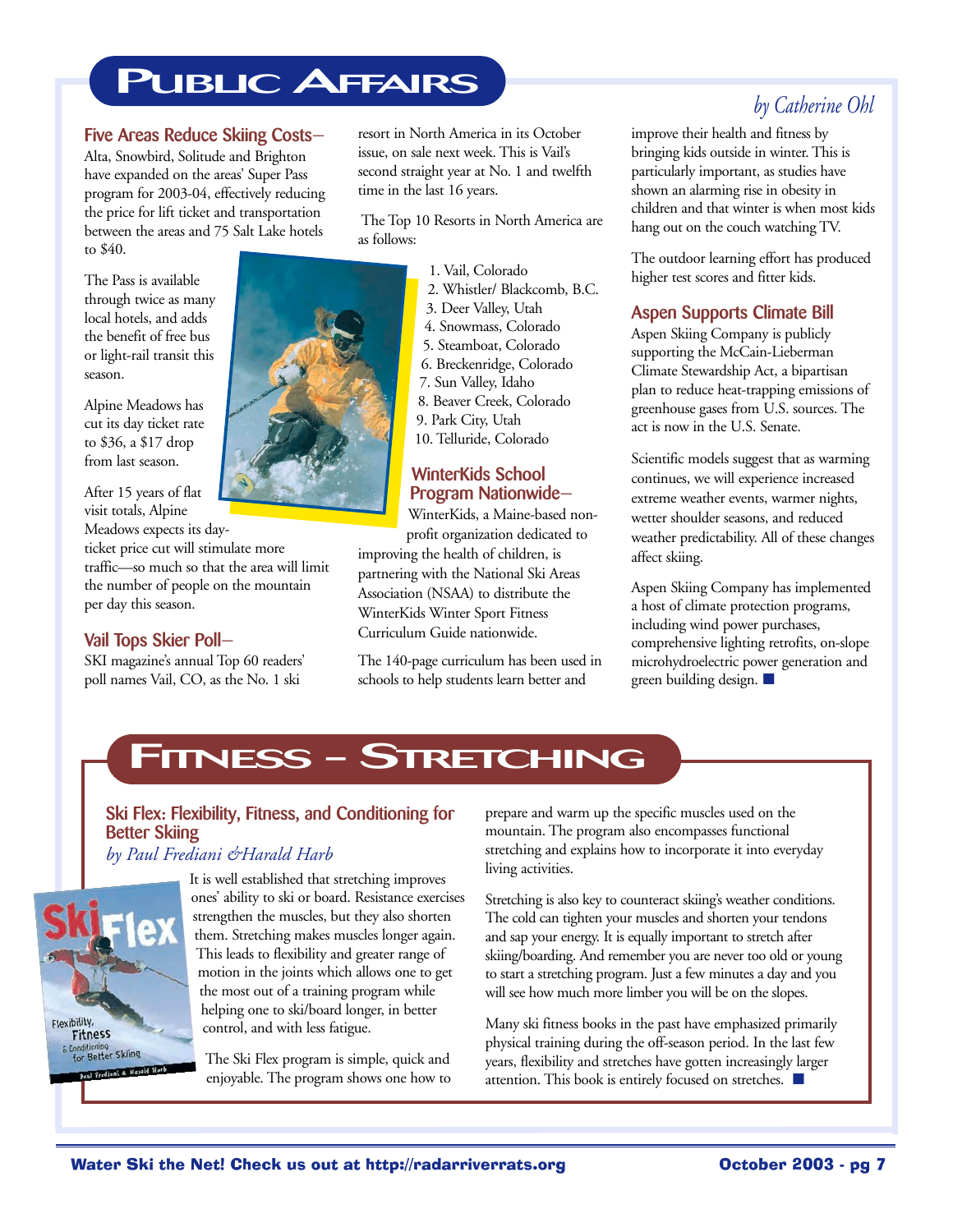# Public Affairs

*by Catherine Ohl*

### Five Areas Reduce Skiing Costs–

Alta, Snowbird, Solitude and Brighton have expanded on the areas' Super Pass program for 2003-04, effectively reducing the price for lift ticket and transportation between the areas and 75 Salt Lake hotels to $40.

The Pass is available through twice as many local hotels, and adds the benefit of free bus or light-rail transit this season.

Alpine Meadows has cut its day ticket rate to $36, a $17 drop from last season.

After 15 years of flat visit totals, Alpine Meadows expects its day-ticket price cut will stimulate more traffic—so much so that the area will limit the number of people on the mountain per day this season.

### Vail Tops Skier Poll–

SKI magazine's annual Top 60 readers' poll names Vail, CO, as the No. 1 ski resort in North America in its October issue, on sale next week. This is Vail's second straight year at No. 1 and twelfth time in the last 16 years.

The Top 10 Resorts in North America are as follows:

1. Vail, Colorado
2. Whistler/ Blackcomb, B.C.
3. Deer Valley, Utah
4. Snowmass, Colorado
5. Steamboat, Colorado
6. Breckenridge, Colorado
7. Sun Valley, Idaho
8. Beaver Creek, Colorado
9. Park City, Utah
10. Telluride, Colorado

### WinterKids School Program Nationwide–

WinterKids, a Maine-based non-profit organization dedicated to improving the health of children, is partnering with the National Ski Areas Association (NSAA) to distribute the WinterKids Winter Sport Fitness Curriculum Guide nationwide.

The 140-page curriculum has been used in schools to help students learn better and improve their health and fitness by bringing kids outside in winter. This is particularly important, as studies have shown an alarming rise in obesity in children and that winter is when most kids hang out on the couch watching TV.

The outdoor learning effort has produced higher test scores and fitter kids.

### Aspen Supports Climate Bill

Aspen Skiing Company is publicly supporting the McCain-Lieberman Climate Stewardship Act, a bipartisan plan to reduce heat-trapping emissions of greenhouse gases from U.S. sources. The act is now in the U.S. Senate.

Scientific models suggest that as warming continues, we will experience increased extreme weather events, warmer nights, wetter shoulder seasons, and reduced weather predictability. All of these changes affect skiing.

Aspen Skiing Company has implemented a host of climate protection programs, including wind power purchases, comprehensive lighting retrofits, on-slope microhydroelectric power generation and green building design. ■

# Fitness – Stretching

### Ski Flex: Flexibility, Fitness, and Conditioning for Better Skiing

*by Paul Frediani &Harald Harb*

It is well established that stretching improves ones' ability to ski or board. Resistance exercises strengthen the muscles, but they also shorten them. Stretching makes muscles longer again. This leads to flexibility and greater range of motion in the joints which allows one to get the most out of a training program while helping one to ski/board longer, in better control, and with less fatigue.

The Ski Flex program is simple, quick and enjoyable. The program shows one how to prepare and warm up the specific muscles used on the mountain. The program also encompasses functional stretching and explains how to incorporate it into everyday living activities.

Stretching is also key to counteract skiing's weather conditions. The cold can tighten your muscles and shorten your tendons and sap your energy. It is equally important to stretch after skiing/boarding. And remember you are never too old or young to start a stretching program. Just a few minutes a day and you will see how much more limber you will be on the slopes.

Many ski fitness books in the past have emphasized primarily physical training during the off-season period. In the last few years, flexibility and stretches have gotten increasingly larger attention. This book is entirely focused on stretches. ■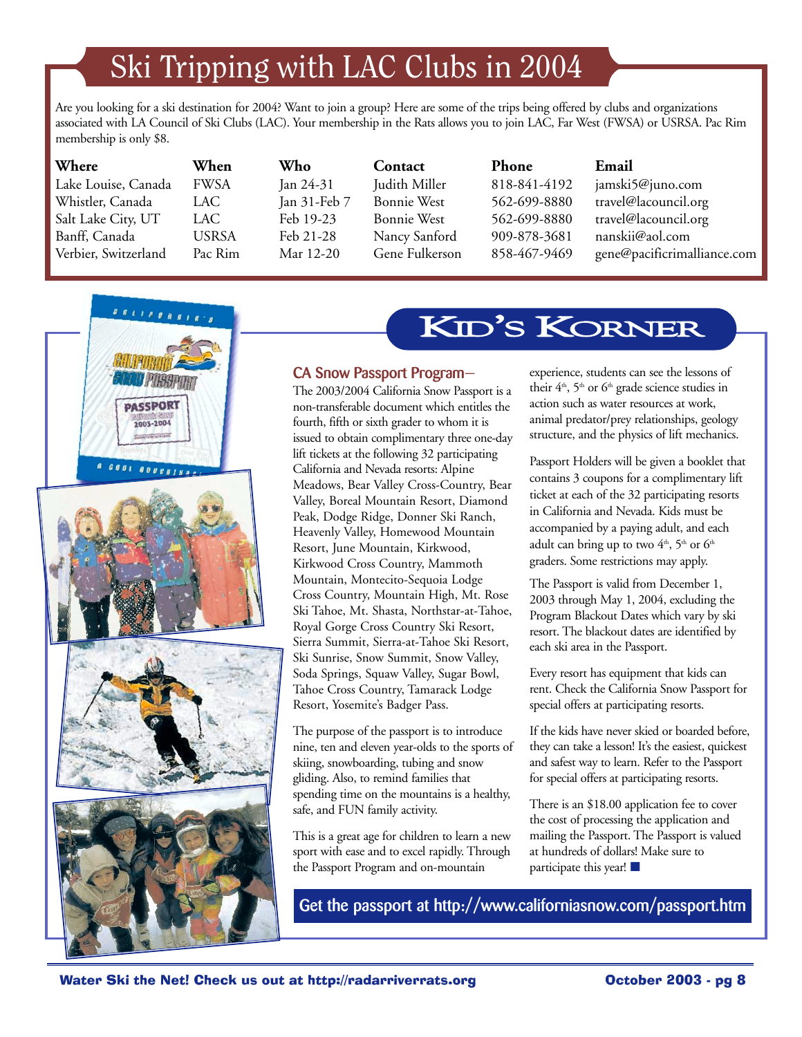# Ski Tripping with LAC Clubs in 2004

Are you looking for a ski destination for 2004? Want to join a group? Here are some of the trips being offered by clubs and organizations associated with LA Council of Ski Clubs (LAC). Your membership in the Rats allows you to join LAC, Far West (FWSA) or USRSA. Pac Rim membership is only $8.

| Where | When | Who | Contact | Phone | Email |
|---|---|---|---|---|---|
| Lake Louise, Canada | FWSA | Jan 24-31 | Judith Miller | 818-841-4192 | jamski5@juno.com |
| Whistler, Canada | LAC | Jan 31-Feb 7 | Bonnie West | 562-699-8880 | travel@lacouncil.org |
| Salt Lake City, UT | LAC | Feb 19-23 | Bonnie West | 562-699-8880 | travel@lacouncil.org |
| Banff, Canada | USRSA | Feb 21-28 | Nancy Sanford | 909-878-3681 | nanskii@aol.com |
| Verbier, Switzerland | Pac Rim | Mar 12-20 | Gene Fulkerson | 858-467-9469 | gene@pacificrimalliance.com |

# Kid's Korner

## CA Snow Passport Program–

The 2003/2004 California Snow Passport is a non-transferable document which entitles the fourth, fifth or sixth grader to whom it is issued to obtain complimentary three one-day lift tickets at the following 32 participating California and Nevada resorts: Alpine Meadows, Bear Valley Cross-Country, Bear Valley, Boreal Mountain Resort, Diamond Peak, Dodge Ridge, Donner Ski Ranch, Heavenly Valley, Homewood Mountain Resort, June Mountain, Kirkwood, Kirkwood Cross Country, Mammoth Mountain, Montecito-Sequoia Lodge Cross Country, Mountain High, Mt. Rose Ski Tahoe, Mt. Shasta, Northstar-at-Tahoe, Royal Gorge Cross Country Ski Resort, Sierra Summit, Sierra-at-Tahoe Ski Resort, Ski Sunrise, Snow Summit, Snow Valley, Soda Springs, Squaw Valley, Sugar Bowl, Tahoe Cross Country, Tamarack Lodge Resort, Yosemite's Badger Pass.

The purpose of the passport is to introduce nine, ten and eleven year-olds to the sports of skiing, snowboarding, tubing and snow gliding. Also, to remind families that spending time on the mountains is a healthy, safe, and FUN family activity.

This is a great age for children to learn a new sport with ease and to excel rapidly. Through the Passport Program and on-mountain experience, students can see the lessons of their 4th, 5th or 6th grade science studies in action such as water resources at work, animal predator/prey relationships, geology structure, and the physics of lift mechanics.

Passport Holders will be given a booklet that contains 3 coupons for a complimentary lift ticket at each of the 32 participating resorts in California and Nevada. Kids must be accompanied by a paying adult, and each adult can bring up to two 4th, 5th or 6th graders. Some restrictions may apply.

The Passport is valid from December 1, 2003 through May 1, 2004, excluding the Program Blackout Dates which vary by ski resort. The blackout dates are identified by each ski area in the Passport.

Every resort has equipment that kids can rent. Check the California Snow Passport for special offers at participating resorts.

If the kids have never skied or boarded before, they can take a lesson! It's the easiest, quickest and safest way to learn. Refer to the Passport for special offers at participating resorts.

There is an $18.00 application fee to cover the cost of processing the application and mailing the Passport. The Passport is valued at hundreds of dollars! Make sure to participate this year! ■

**Get the passport at http://www.californiasnow.com/passport.htm**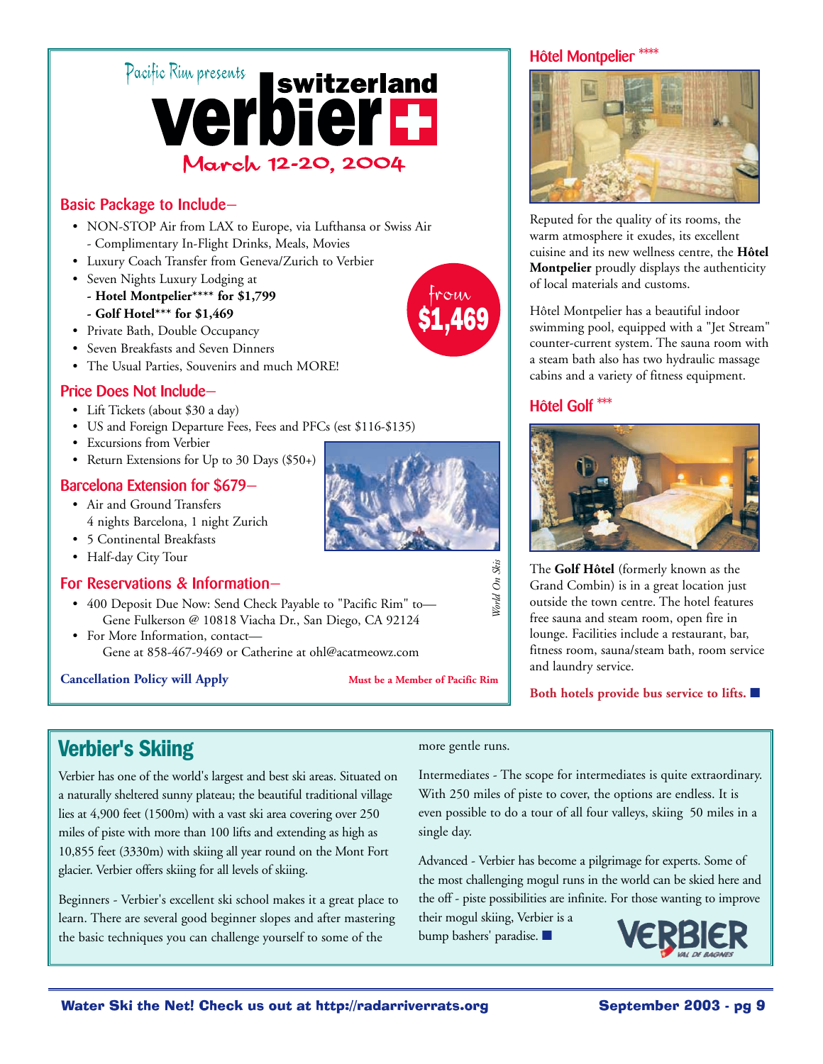Pacific Rim presents

# verbier switzerland

## March 12-20, 2004

### Basic Package to Include–

- NON-STOP Air from LAX to Europe, via Lufthansa or Swiss Air
  - Complimentary In-Flight Drinks, Meals, Movies
- Luxury Coach Transfer from Geneva/Zurich to Verbier
- Seven Nights Luxury Lodging at
  - **Hotel Montpelier\*\*\*\* for $1,799**
  - **Golf Hotel\*\*\* for $1,469**
- Private Bath, Double Occupancy
- Seven Breakfasts and Seven Dinners
- The Usual Parties, Souvenirs and much MORE!

from **$1,469**

### Price Does Not Include–

- Lift Tickets (about $30 a day)
- US and Foreign Departure Fees, Fees and PFCs (est $116-$135)
- Excursions from Verbier
- Return Extensions for Up to 30 Days ($50+)

### Barcelona Extension for $679–

- Air and Ground Transfers
  4 nights Barcelona, 1 night Zurich
- 5 Continental Breakfasts
- Half-day City Tour

*World On Skis*

### For Reservations & Information–

- 400 Deposit Due Now: Send Check Payable to "Pacific Rim" to—
  Gene Fulkerson @ 10818 Viacha Dr., San Diego, CA 92124
- For More Information, contact—
  Gene at 858-467-9469 or Catherine at ohl@acatmeowz.com

**Cancellation Policy will Apply**

**Must be a Member of Pacific Rim**

### Hôtel Montpelier ****

Reputed for the quality of its rooms, the warm atmosphere it exudes, its excellent cuisine and its new wellness centre, the **Hôtel Montpelier** proudly displays the authenticity of local materials and customs.

Hôtel Montpelier has a beautiful indoor swimming pool, equipped with a "Jet Stream" counter-current system. The sauna room with a steam bath also has two hydraulic massage cabins and a variety of fitness equipment.

### Hôtel Golf ***

The **Golf Hôtel** (formerly known as the Grand Combin) is in a great location just outside the town centre. The hotel features free sauna and steam room, open fire in lounge. Facilities include a restaurant, bar, fitness room, sauna/steam bath, room service and laundry service.

**Both hotels provide bus service to lifts.** ■

## Verbier's Skiing

Verbier has one of the world's largest and best ski areas. Situated on a naturally sheltered sunny plateau; the beautiful traditional village lies at 4,900 feet (1500m) with a vast ski area covering over 250 miles of piste with more than 100 lifts and extending as high as 10,855 feet (3330m) with skiing all year round on the Mont Fort glacier. Verbier offers skiing for all levels of skiing.

Beginners - Verbier's excellent ski school makes it a great place to learn. There are several good beginner slopes and after mastering the basic techniques you can challenge yourself to some of the more gentle runs.

Intermediates - The scope for intermediates is quite extraordinary. With 250 miles of piste to cover, the options are endless. It is even possible to do a tour of all four valleys, skiing 50 miles in a single day.

Advanced - Verbier has become a pilgrimage for experts. Some of the most challenging mogul runs in the world can be skied here and the off - piste possibilities are infinite. For those wanting to improve their mogul skiing, Verbier is a bump bashers' paradise. ■

VERBIER VAL DE BAGNES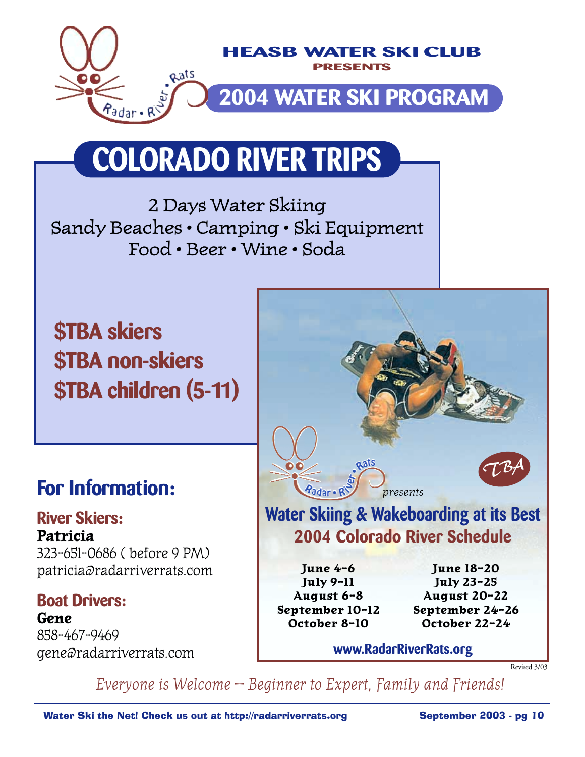**HEASB WATER SKI CLUB**
**PRESENTS**

# 2004 WATER SKI PROGRAM

## COLORADO RIVER TRIPS

2 Days Water Skiing
Sandy Beaches • Camping • Ski Equipment
Food • Beer • Wine • Soda

**$TBA skiers**
**$TBA non-skiers**
**$TBA children (5-11)**

## For Information:

### River Skiers:

**Patricia**
323-651-0686 ( before 9 PM)
patricia@radarriverrats.com

### Boat Drivers:

**Gene**
858-467-9469
gene@radarriverrats.com

Radar • River • Rats *presents*

TBA

### Water Skiing & Wakeboarding at its Best

### 2004 Colorado River Schedule

**June 4-6**
**July 9-11**
**August 6-8**
**September 10-12**
**October 8-10**
**June 18-20**
**July 23-25**
**August 20-22**
**September 24-26**
**October 22-24**

**www.RadarRiverRats.org**

Revised 3/03

*Everyone is Welcome — Beginner to Expert, Family and Friends!*

**Water Ski the Net! Check us out at http://radarriverrats.org**